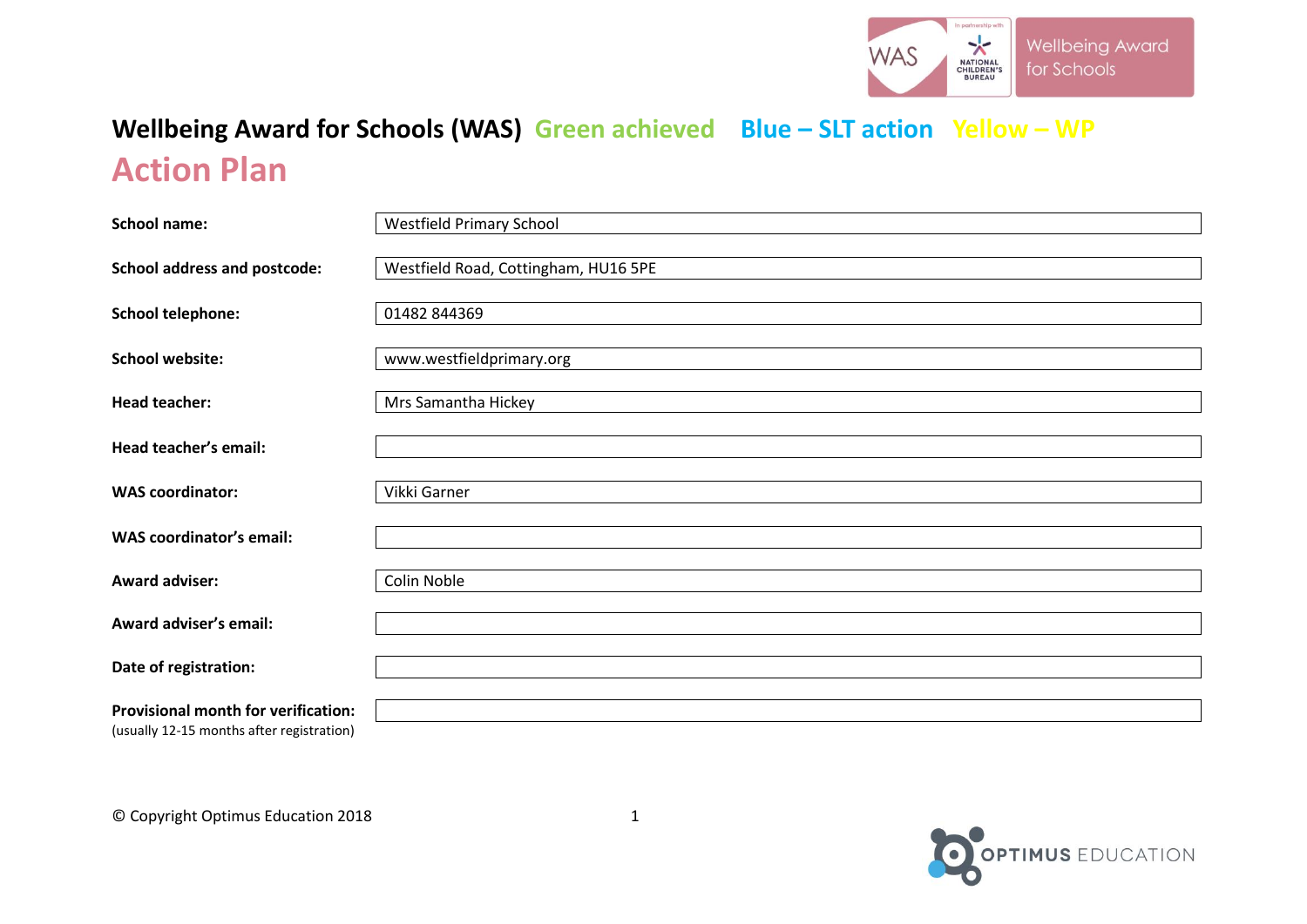# Wellbeing Award for Schools (WAS) Green achieved Blue – SLT action Yellow – WP

## Action Plan

| | |
|---|---|
| **School name:** | Westfield Primary School |
| **School address and postcode:** | Westfield Road, Cottingham, HU16 5PE |
| **School telephone:** | 01482 844369 |
| **School website:** | www.westfieldprimary.org |
| **Head teacher:** | Mrs Samantha Hickey |
| **Head teacher's email:** | |
| **WAS coordinator:** | Vikki Garner |
| **WAS coordinator's email:** | |
| **Award adviser:** | Colin Noble |
| **Award adviser's email:** | |
| **Date of registration:** | |
| **Provisional month for verification:** (usually 12-15 months after registration) | |

© Copyright Optimus Education 2018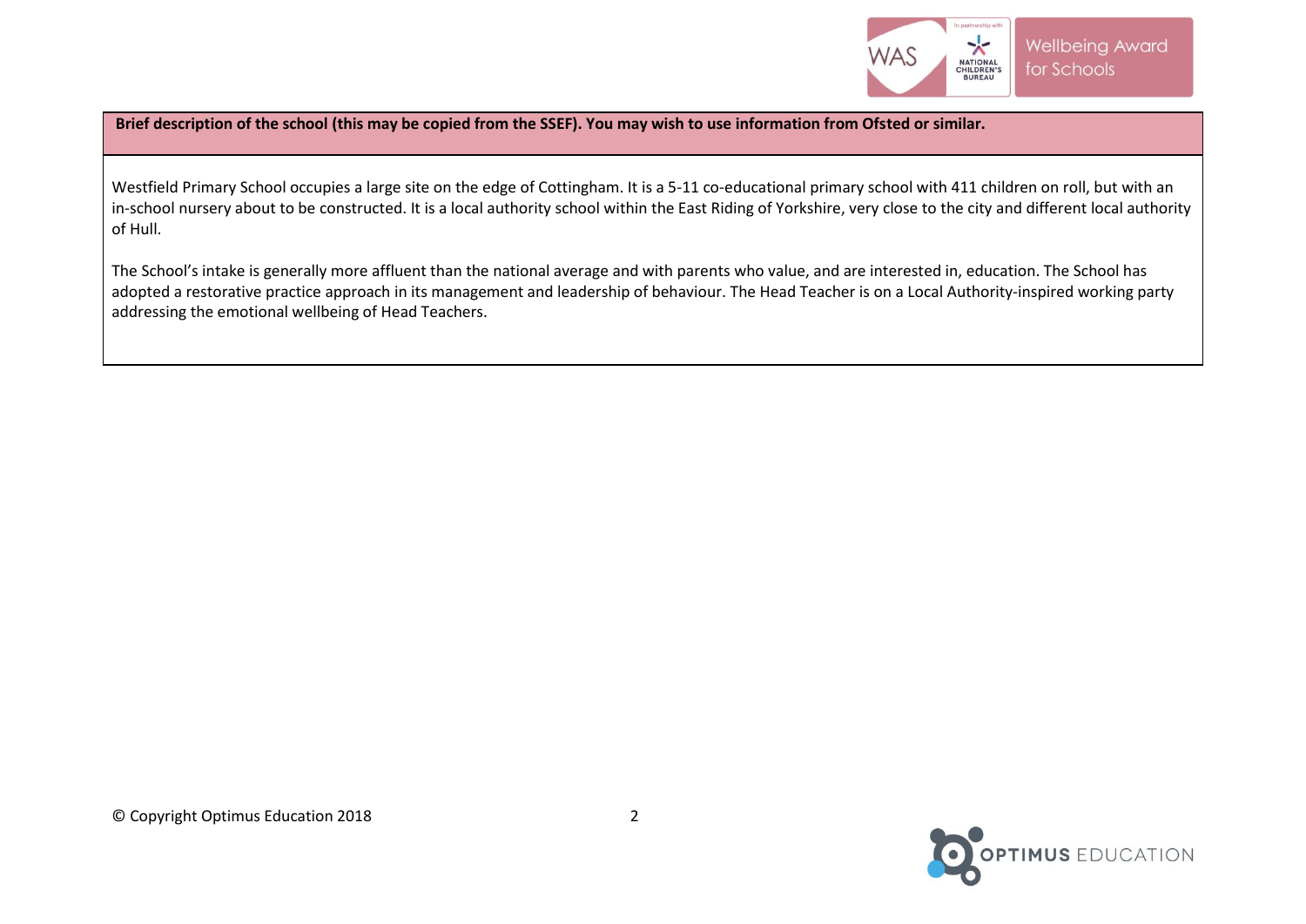**Brief description of the school (this may be copied from the SSEF). You may wish to use information from Ofsted or similar.**

Westfield Primary School occupies a large site on the edge of Cottingham. It is a 5-11 co-educational primary school with 411 children on roll, but with an in-school nursery about to be constructed. It is a local authority school within the East Riding of Yorkshire, very close to the city and different local authority of Hull.

The School's intake is generally more affluent than the national average and with parents who value, and are interested in, education. The School has adopted a restorative practice approach in its management and leadership of behaviour. The Head Teacher is on a Local Authority-inspired working party addressing the emotional wellbeing of Head Teachers.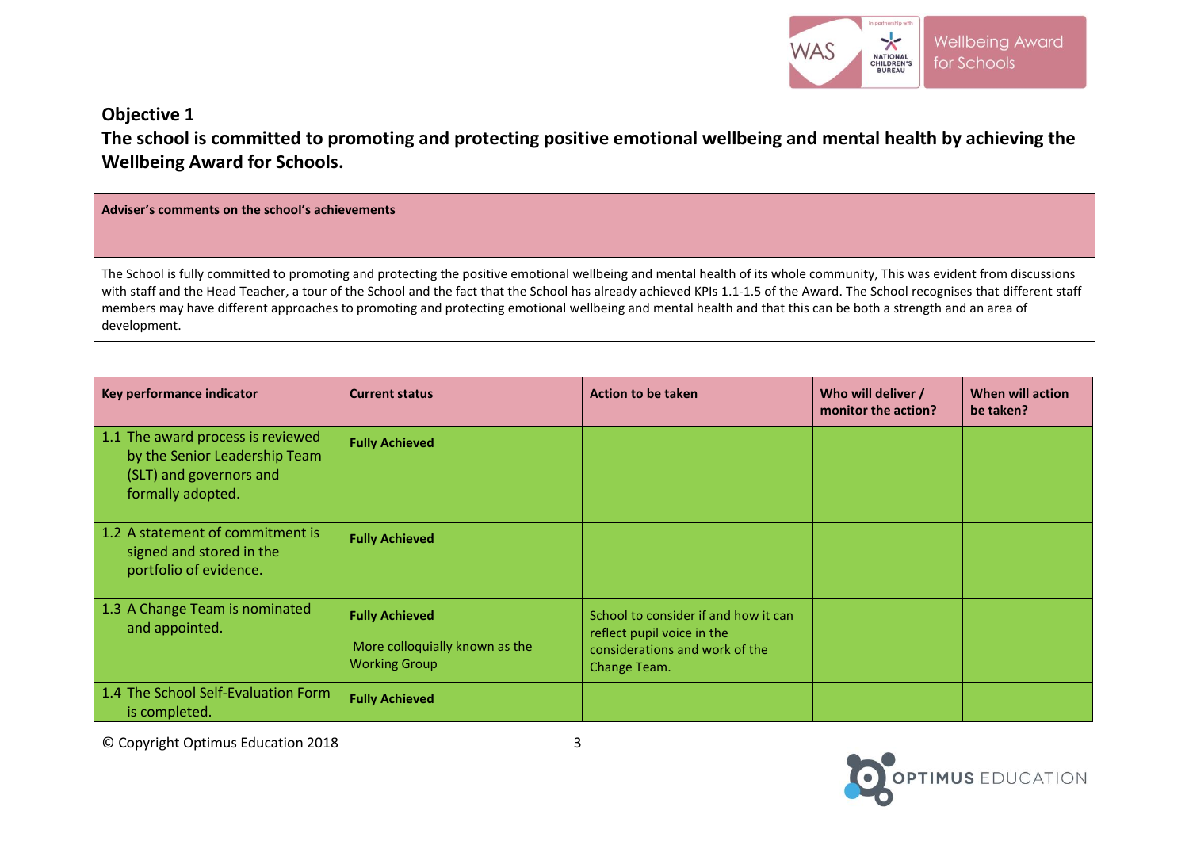## Objective 1

## The school is committed to promoting and protecting positive emotional wellbeing and mental health by achieving the Wellbeing Award for Schools.

| **Adviser's comments on the school's achievements** |
|---|
| The School is fully committed to promoting and protecting the positive emotional wellbeing and mental health of its whole community, This was evident from discussions with staff and the Head Teacher, a tour of the School and the fact that the School has already achieved KPIs 1.1-1.5 of the Award. The School recognises that different staff members may have different approaches to promoting and protecting emotional wellbeing and mental health and that this can be both a strength and an area of development. |

| Key performance indicator | Current status | Action to be taken | Who will deliver / monitor the action? | When will action be taken? |
|---|---|---|---|---|
| 1.1 The award process is reviewed by the Senior Leadership Team (SLT) and governors and formally adopted. | **Fully Achieved** | | | |
| 1.2 A statement of commitment is signed and stored in the portfolio of evidence. | **Fully Achieved** | | | |
| 1.3 A Change Team is nominated and appointed. | **Fully Achieved**<br><br>More colloquially known as the Working Group | School to consider if and how it can reflect pupil voice in the considerations and work of the Change Team. | | |
| 1.4 The School Self-Evaluation Form is completed. | **Fully Achieved** | | | |

© Copyright Optimus Education 2018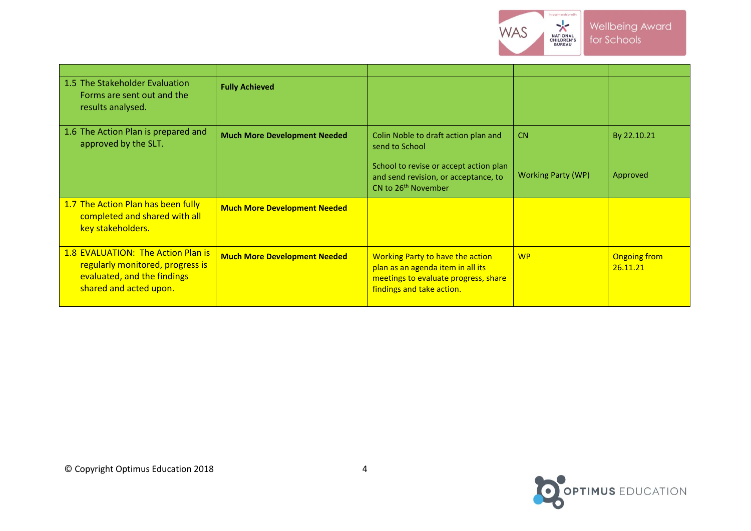| | | | | |
|---|---|---|---|---|
| 1.5 The Stakeholder Evaluation Forms are sent out and the results analysed. | **Fully Achieved** | | | |
| 1.6 The Action Plan is prepared and approved by the SLT. | **Much More Development Needed** | Colin Noble to draft action plan and send to School<br><br>School to revise or accept action plan and send revision, or acceptance, to CN to 26th November | CN<br><br>Working Party (WP) | By 22.10.21<br><br>Approved |
| 1.7 The Action Plan has been fully completed and shared with all key stakeholders. | **Much More Development Needed** | | | |
| 1.8 EVALUATION: The Action Plan is regularly monitored, progress is evaluated, and the findings shared and acted upon. | **Much More Development Needed** | Working Party to have the action plan as an agenda item in all its meetings to evaluate progress, share findings and take action. | WP | Ongoing from 26.11.21 |

© Copyright Optimus Education 2018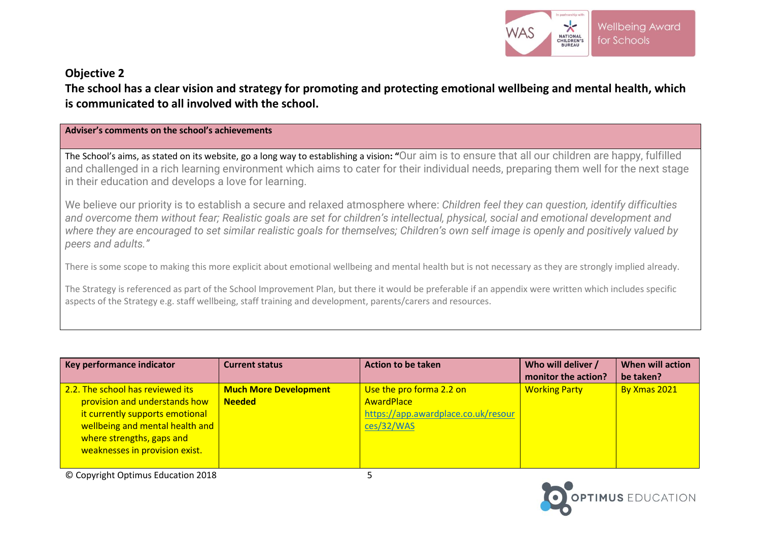## Objective 2

**The school has a clear vision and strategy for promoting and protecting emotional wellbeing and mental health, which is communicated to all involved with the school.**

| Adviser's comments on the school's achievements |
|---|
| The School's aims, as stated on its website, go a long way to establishing a vision: "Our aim is to ensure that all our children are happy, fulfilled and challenged in a rich learning environment which aims to cater for their individual needs, preparing them well for the next stage in their education and develops a love for learning.<br><br>We believe our priority is to establish a secure and relaxed atmosphere where: *Children feel they can question, identify difficulties and overcome them without fear; Realistic goals are set for children's intellectual, physical, social and emotional development and where they are encouraged to set similar realistic goals for themselves; Children's own self image is openly and positively valued by peers and adults."*<br><br>There is some scope to making this more explicit about emotional wellbeing and mental health but is not necessary as they are strongly implied already.<br><br>The Strategy is referenced as part of the School Improvement Plan, but there it would be preferable if an appendix were written which includes specific aspects of the Strategy e.g. staff wellbeing, staff training and development, parents/carers and resources. |

| Key performance indicator | Current status | Action to be taken | Who will deliver / monitor the action? | When will action be taken? |
|---|---|---|---|---|
| 2.2. The school has reviewed its provision and understands how it currently supports emotional wellbeing and mental health and where strengths, gaps and weaknesses in provision exist. | **Much More Development Needed** | Use the pro forma 2.2 on AwardPlace https://app.awardplace.co.uk/resources/32/WAS | Working Party | By Xmas 2021 |

© Copyright Optimus Education 2018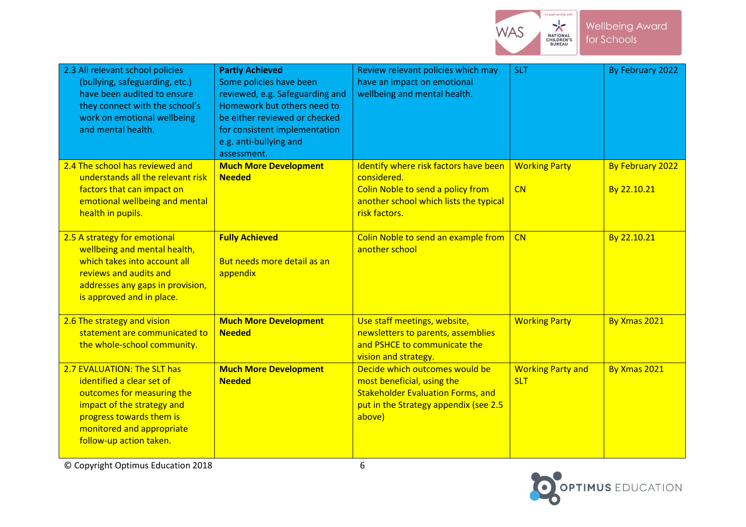| | | | | |
|---|---|---|---|---|
| 2.3 All relevant school policies (bullying, safeguarding, etc.) have been audited to ensure they connect with the school's work on emotional wellbeing and mental health. | **Partly Achieved**<br>Some policies have been reviewed, e.g. Safeguarding and Homework but others need to be either reviewed or checked for consistent implementation e.g. anti-bullying and assessment. | Review relevant policies which may have an impact on emotional wellbeing and mental health. | SLT | By February 2022 |
| 2.4 The school has reviewed and understands all the relevant risk factors that can impact on emotional wellbeing and mental health in pupils. | **Much More Development Needed** | Identify where risk factors have been considered.<br>Colin Noble to send a policy from another school which lists the typical risk factors. | Working Party<br><br>CN | By February 2022<br><br>By 22.10.21 |
| 2.5 A strategy for emotional wellbeing and mental health, which takes into account all reviews and audits and addresses any gaps in provision, is approved and in place. | **Fully Achieved**<br><br>But needs more detail as an appendix | Colin Noble to send an example from another school | CN | By 22.10.21 |
| 2.6 The strategy and vision statement are communicated to the whole-school community. | **Much More Development Needed** | Use staff meetings, website, newsletters to parents, assemblies and PSHCE to communicate the vision and strategy. | Working Party | By Xmas 2021 |
| 2.7 EVALUATION: The SLT has identified a clear set of outcomes for measuring the impact of the strategy and progress towards them is monitored and appropriate follow-up action taken. | **Much More Development Needed** | Decide which outcomes would be most beneficial, using the Stakeholder Evaluation Forms, and put in the Strategy appendix (see 2.5 above) | Working Party and SLT | By Xmas 2021 |

© Copyright Optimus Education 2018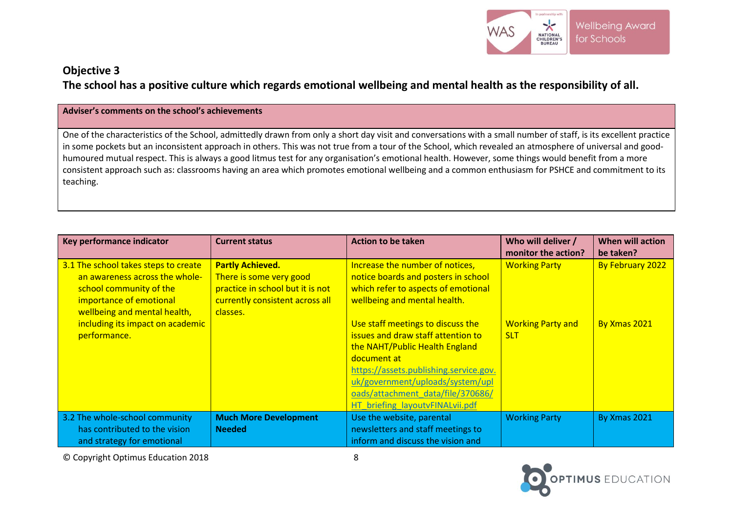## Objective 3

**The school has a positive culture which regards emotional wellbeing and mental health as the responsibility of all.**

| Adviser's comments on the school's achievements |
|---|
| One of the characteristics of the School, admittedly drawn from only a short day visit and conversations with a small number of staff, is its excellent practice in some pockets but an inconsistent approach in others. This was not true from a tour of the School, which revealed an atmosphere of universal and good-humoured mutual respect. This is always a good litmus test for any organisation's emotional health. However, some things would benefit from a more consistent approach such as: classrooms having an area which promotes emotional wellbeing and a common enthusiasm for PSHCE and commitment to its teaching. |

| Key performance indicator | Current status | Action to be taken | Who will deliver / monitor the action? | When will action be taken? |
|---|---|---|---|---|
| 3.1 The school takes steps to create an awareness across the whole-school community of the importance of emotional wellbeing and mental health, including its impact on academic performance. | **Partly Achieved.** There is some very good practice in school but it is not currently consistent across all classes. | Increase the number of notices, notice boards and posters in school which refer to aspects of emotional wellbeing and mental health.<br><br>Use staff meetings to discuss the issues and draw staff attention to the NAHT/Public Health England document at https://assets.publishing.service.gov.uk/government/uploads/system/uploads/attachment_data/file/370686/HT_briefing_layoutvFINALvii.pdf | Working Party<br><br>Working Party and SLT | By February 2022<br><br>By Xmas 2021 |
| 3.2 The whole-school community has contributed to the vision and strategy for emotional | **Much More Development Needed** | Use the website, parental newsletters and staff meetings to inform and discuss the vision and | Working Party | By Xmas 2021 |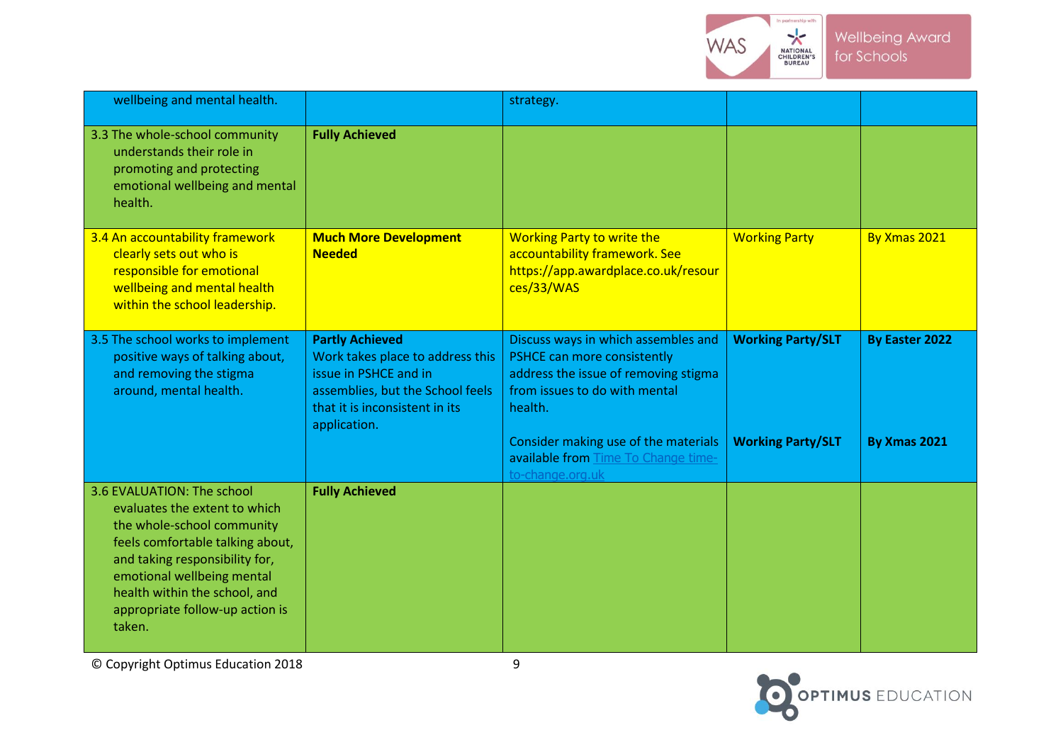| | | | | |
|---|---|---|---|---|
| wellbeing and mental health. | | strategy. | | |
| 3.3 The whole-school community understands their role in promoting and protecting emotional wellbeing and mental health. | **Fully Achieved** | | | |
| 3.4 An accountability framework clearly sets out who is responsible for emotional wellbeing and mental health within the school leadership. | **Much More Development Needed** | Working Party to write the accountability framework. See https://app.awardplace.co.uk/resources/33/WAS | Working Party | By Xmas 2021 |
| 3.5 The school works to implement positive ways of talking about, and removing the stigma around, mental health. | **Partly Achieved** Work takes place to address this issue in PSHCE and in assemblies, but the School feels that it is inconsistent in its application. | Discuss ways in which assembles and PSHCE can more consistently address the issue of removing stigma from issues to do with mental health.<br><br>Consider making use of the materials available from [Time To Change time-to-change.org.uk](time-to-change.org.uk) | **Working Party/SLT**<br><br>**Working Party/SLT** | **By Easter 2022**<br><br>**By Xmas 2021** |
| 3.6 EVALUATION: The school evaluates the extent to which the whole-school community feels comfortable talking about, and taking responsibility for, emotional wellbeing mental health within the school, and appropriate follow-up action is taken. | **Fully Achieved** | | | |

© Copyright Optimus Education 2018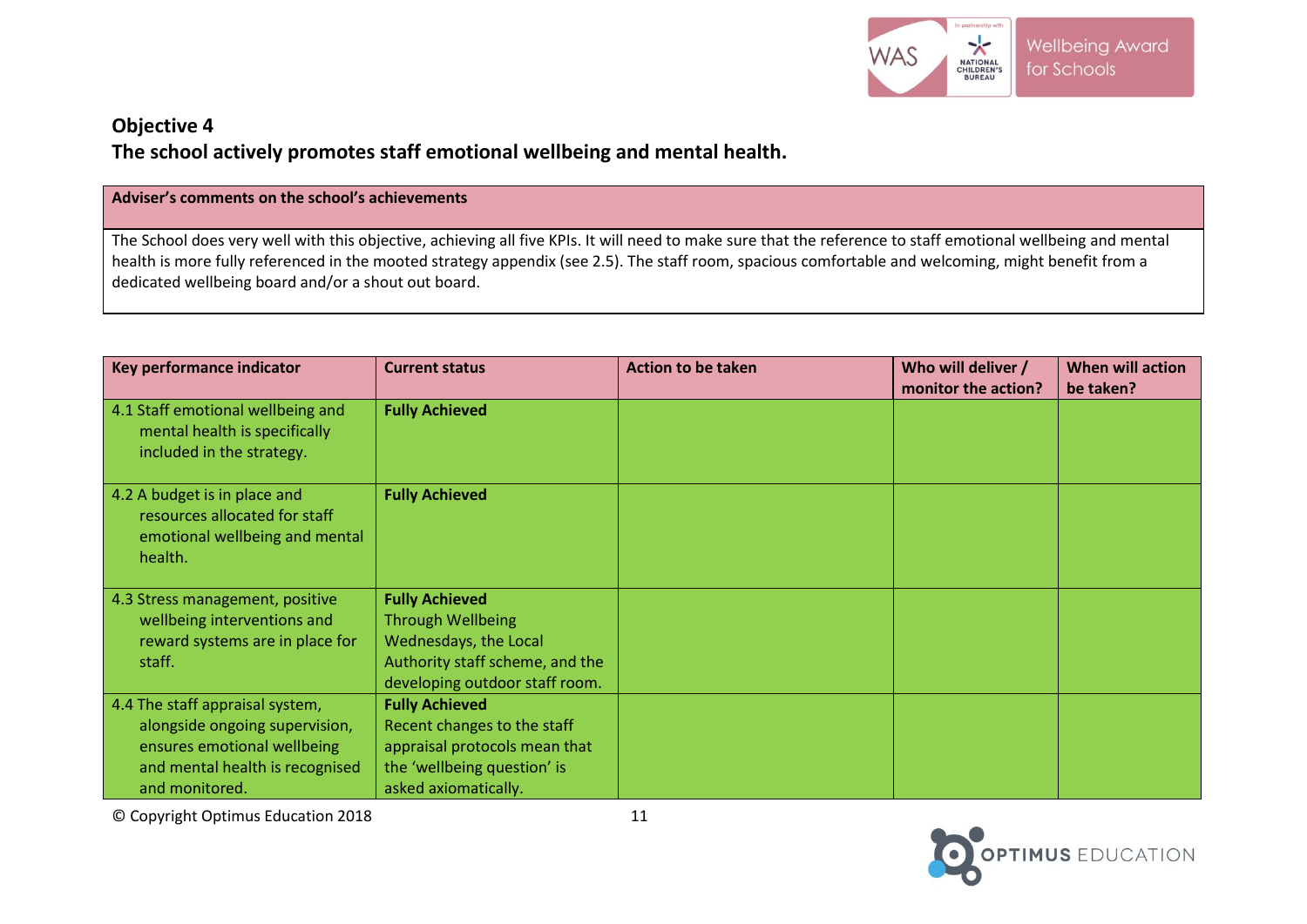## Objective 4

## The school actively promotes staff emotional wellbeing and mental health.

| Adviser's comments on the school's achievements |
|---|
| The School does very well with this objective, achieving all five KPIs. It will need to make sure that the reference to staff emotional wellbeing and mental health is more fully referenced in the mooted strategy appendix (see 2.5). The staff room, spacious comfortable and welcoming, might benefit from a dedicated wellbeing board and/or a shout out board. |

| Key performance indicator | Current status | Action to be taken | Who will deliver / monitor the action? | When will action be taken? |
|---|---|---|---|---|
| 4.1 Staff emotional wellbeing and mental health is specifically included in the strategy. | **Fully Achieved** | | | |
| 4.2 A budget is in place and resources allocated for staff emotional wellbeing and mental health. | **Fully Achieved** | | | |
| 4.3 Stress management, positive wellbeing interventions and reward systems are in place for staff. | **Fully Achieved** Through Wellbeing Wednesdays, the Local Authority staff scheme, and the developing outdoor staff room. | | | |
| 4.4 The staff appraisal system, alongside ongoing supervision, ensures emotional wellbeing and mental health is recognised and monitored. | **Fully Achieved** Recent changes to the staff appraisal protocols mean that the 'wellbeing question' is asked axiomatically. | | | |

© Copyright Optimus Education 2018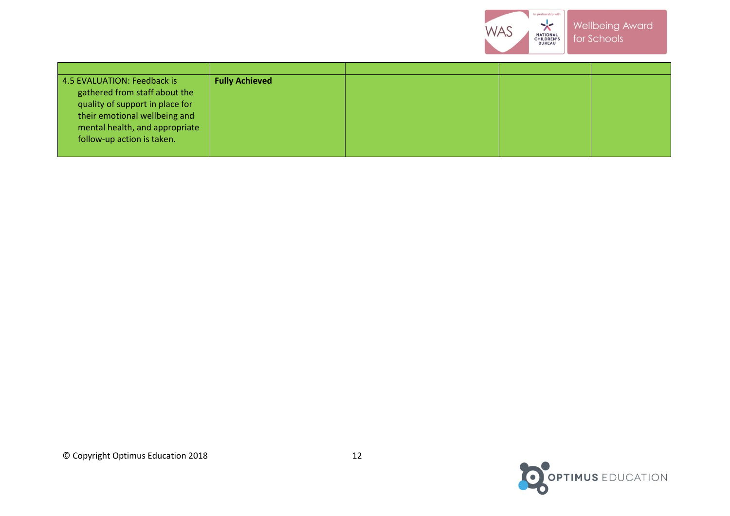| | | | | |
|---|---|---|---|---|
| 4.5 EVALUATION: Feedback is gathered from staff about the quality of support in place for their emotional wellbeing and mental health, and appropriate follow-up action is taken. | **Fully Achieved** | | | |

© Copyright Optimus Education 2018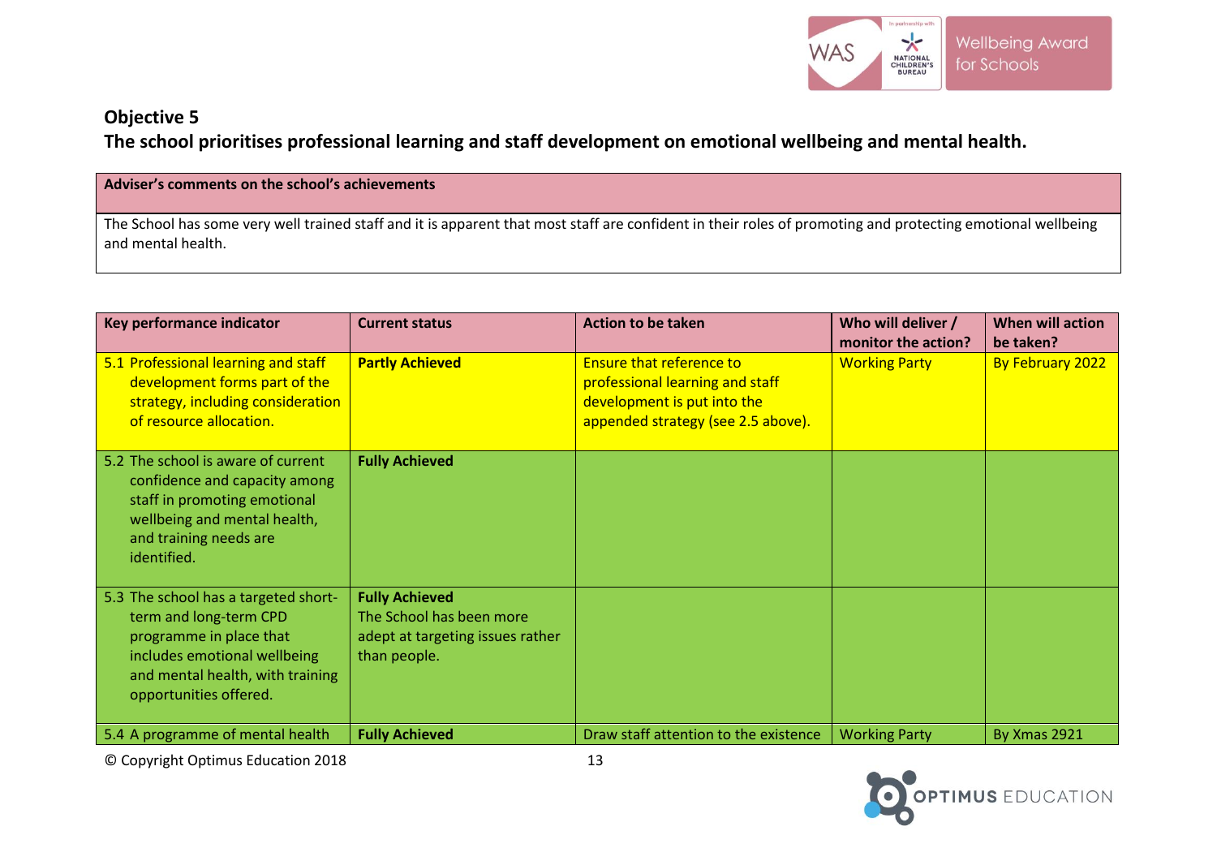## Objective 5

**The school prioritises professional learning and staff development on emotional wellbeing and mental health.**

| **Adviser's comments on the school's achievements** |
|---|
| The School has some very well trained staff and it is apparent that most staff are confident in their roles of promoting and protecting emotional wellbeing and mental health. |

| Key performance indicator | Current status | Action to be taken | Who will deliver / monitor the action? | When will action be taken? |
|---|---|---|---|---|
| 5.1 Professional learning and staff development forms part of the strategy, including consideration of resource allocation. | **Partly Achieved** | Ensure that reference to professional learning and staff development is put into the appended strategy (see 2.5 above). | Working Party | By February 2022 |
| 5.2 The school is aware of current confidence and capacity among staff in promoting emotional wellbeing and mental health, and training needs are identified. | **Fully Achieved** | | | |
| 5.3 The school has a targeted short-term and long-term CPD programme in place that includes emotional wellbeing and mental health, with training opportunities offered. | **Fully Achieved** The School has been more adept at targeting issues rather than people. | | | |
| 5.4 A programme of mental health | **Fully Achieved** | Draw staff attention to the existence | Working Party | By Xmas 2921 |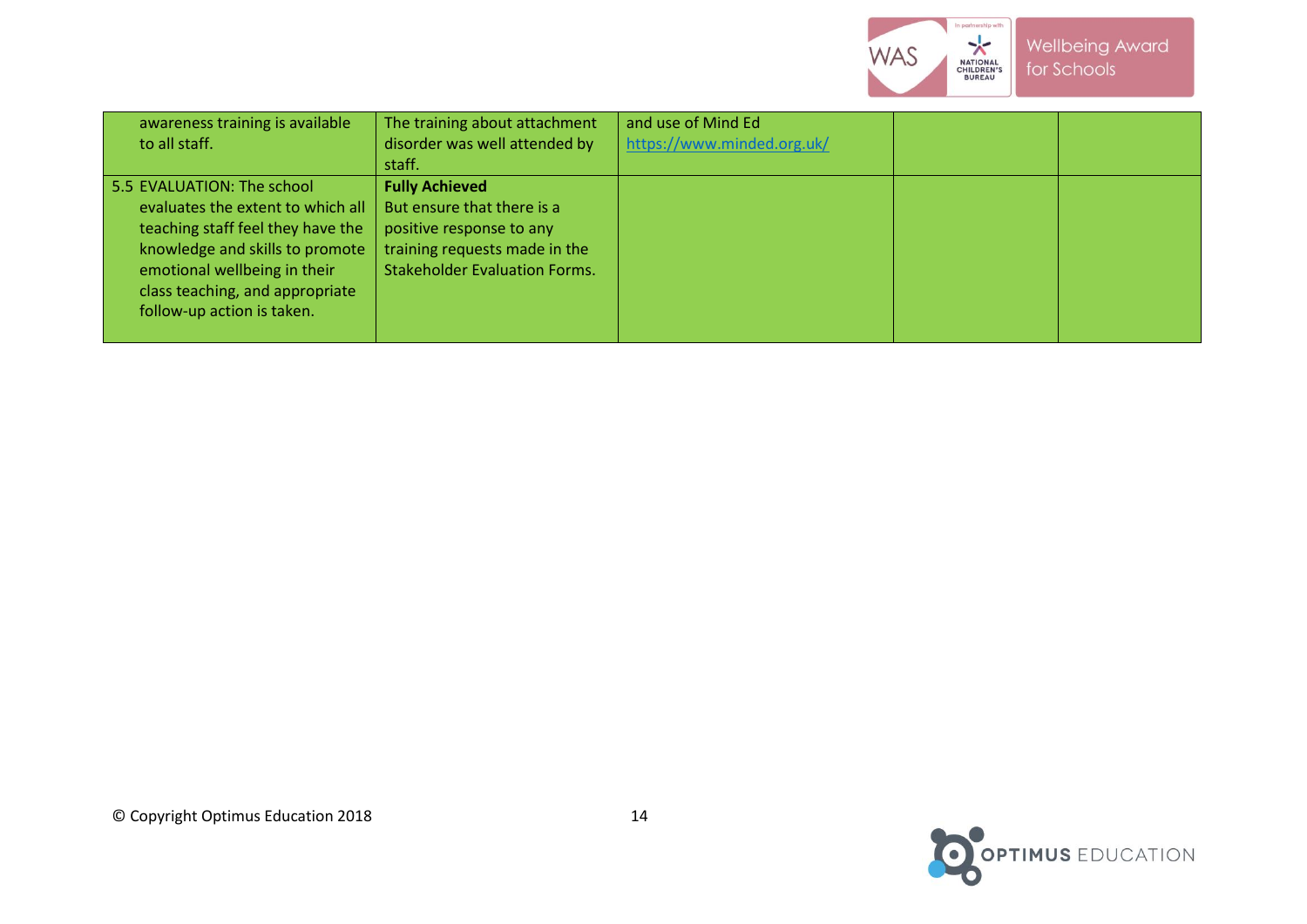| | | | | |
|---|---|---|---|---|
| awareness training is available to all staff. | The training about attachment disorder was well attended by staff. | and use of Mind Ed https://www.minded.org.uk/ | | |
| 5.5 EVALUATION: The school evaluates the extent to which all teaching staff feel they have the knowledge and skills to promote emotional wellbeing in their class teaching, and appropriate follow-up action is taken. | **Fully Achieved** But ensure that there is a positive response to any training requests made in the Stakeholder Evaluation Forms. | | | |

© Copyright Optimus Education 2018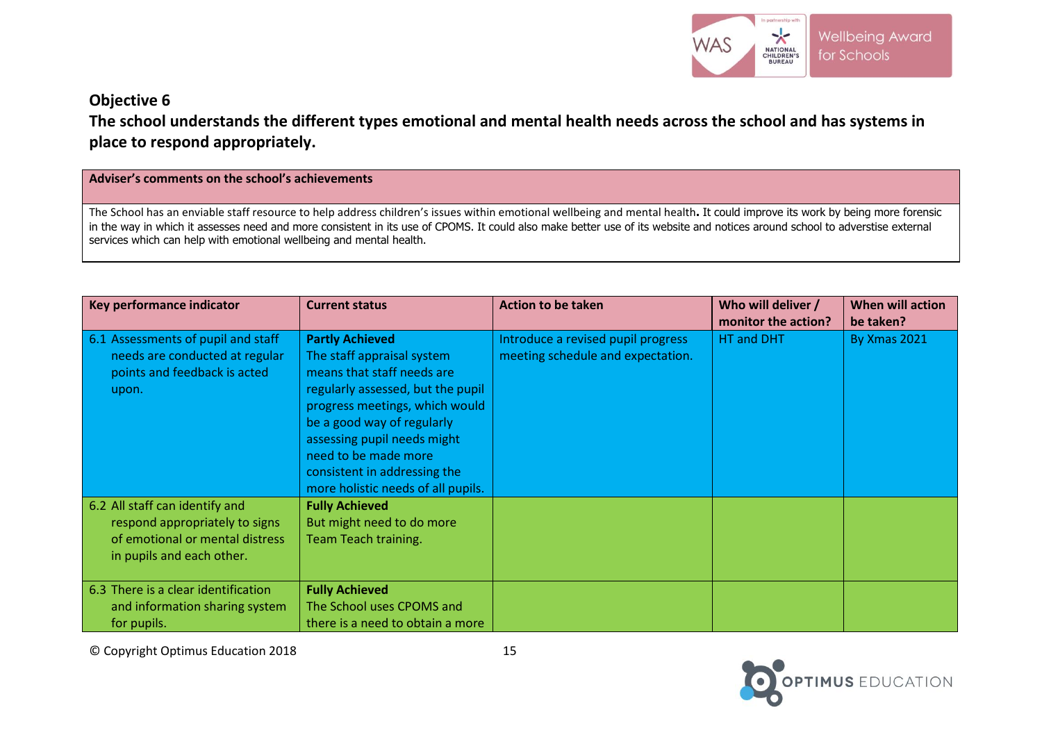## Objective 6

**The school understands the different types emotional and mental health needs across the school and has systems in place to respond appropriately.**

| Adviser's comments on the school's achievements |
|---|
| The School has an enviable staff resource to help address children's issues within emotional wellbeing and mental health**.** It could improve its work by being more forensic in the way in which it assesses need and more consistent in its use of CPOMS. It could also make better use of its website and notices around school to adverstise external services which can help with emotional wellbeing and mental health. |

| Key performance indicator | Current status | Action to be taken | Who will deliver / monitor the action? | When will action be taken? |
|---|---|---|---|---|
| 6.1 Assessments of pupil and staff needs are conducted at regular points and feedback is acted upon. | **Partly Achieved** The staff appraisal system means that staff needs are regularly assessed, but the pupil progress meetings, which would be a good way of regularly assessing pupil needs might need to be made more consistent in addressing the more holistic needs of all pupils. | Introduce a revised pupil progress meeting schedule and expectation. | HT and DHT | By Xmas 2021 |
| 6.2 All staff can identify and respond appropriately to signs of emotional or mental distress in pupils and each other. | **Fully Achieved** But might need to do more Team Teach training. | | | |
| 6.3 There is a clear identification and information sharing system for pupils. | **Fully Achieved** The School uses CPOMS and there is a need to obtain a more | | | |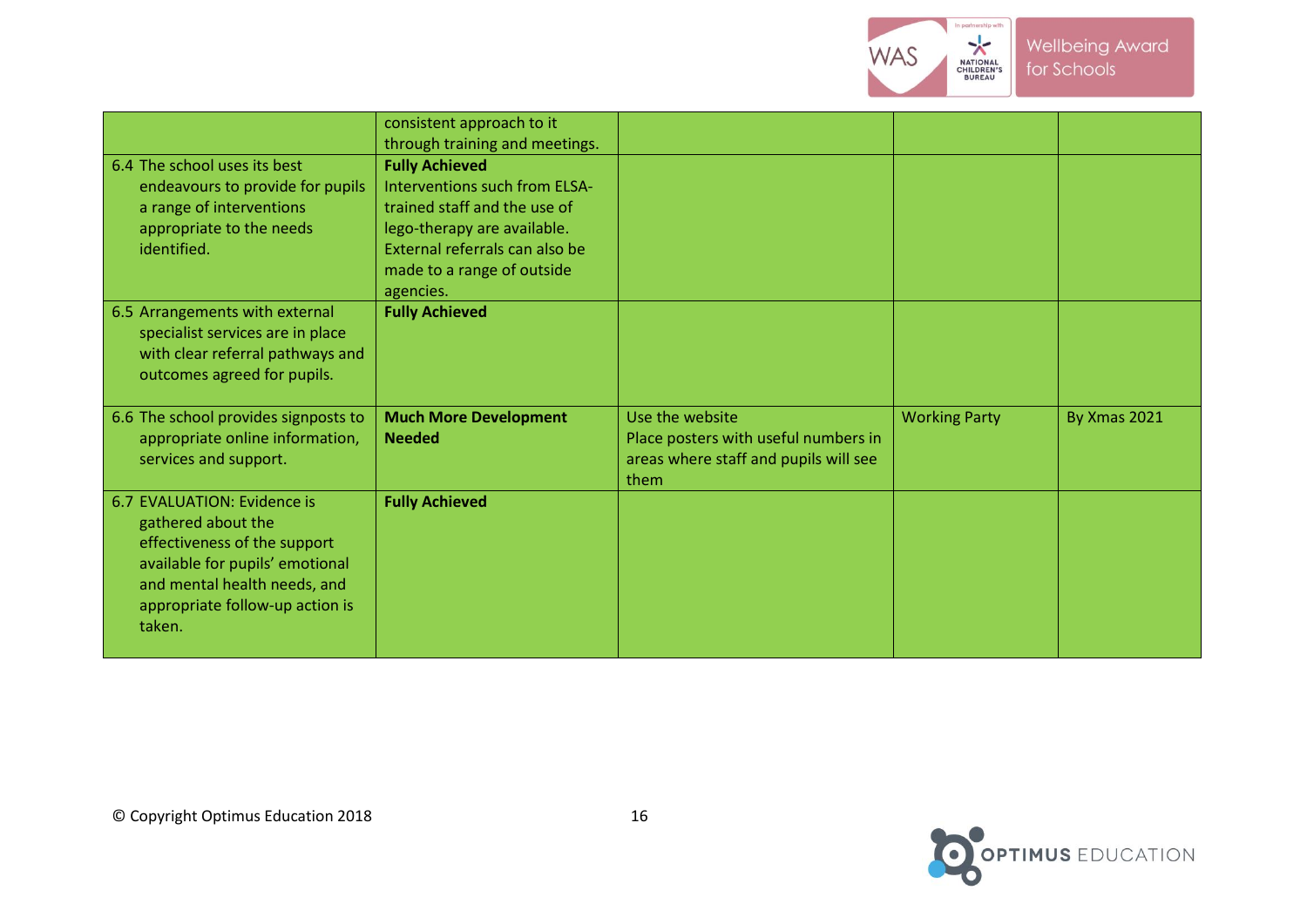| | | | | |
|---|---|---|---|---|
| | consistent approach to it through training and meetings. | | | |
| 6.4 The school uses its best endeavours to provide for pupils a range of interventions appropriate to the needs identified. | **Fully Achieved** Interventions such from ELSA-trained staff and the use of lego-therapy are available. External referrals can also be made to a range of outside agencies. | | | |
| 6.5 Arrangements with external specialist services are in place with clear referral pathways and outcomes agreed for pupils. | **Fully Achieved** | | | |
| 6.6 The school provides signposts to appropriate online information, services and support. | **Much More Development Needed** | Use the website<br>Place posters with useful numbers in areas where staff and pupils will see them | Working Party | By Xmas 2021 |
| 6.7 EVALUATION: Evidence is gathered about the effectiveness of the support available for pupils' emotional and mental health needs, and appropriate follow-up action is taken. | **Fully Achieved** | | | |

© Copyright Optimus Education 2018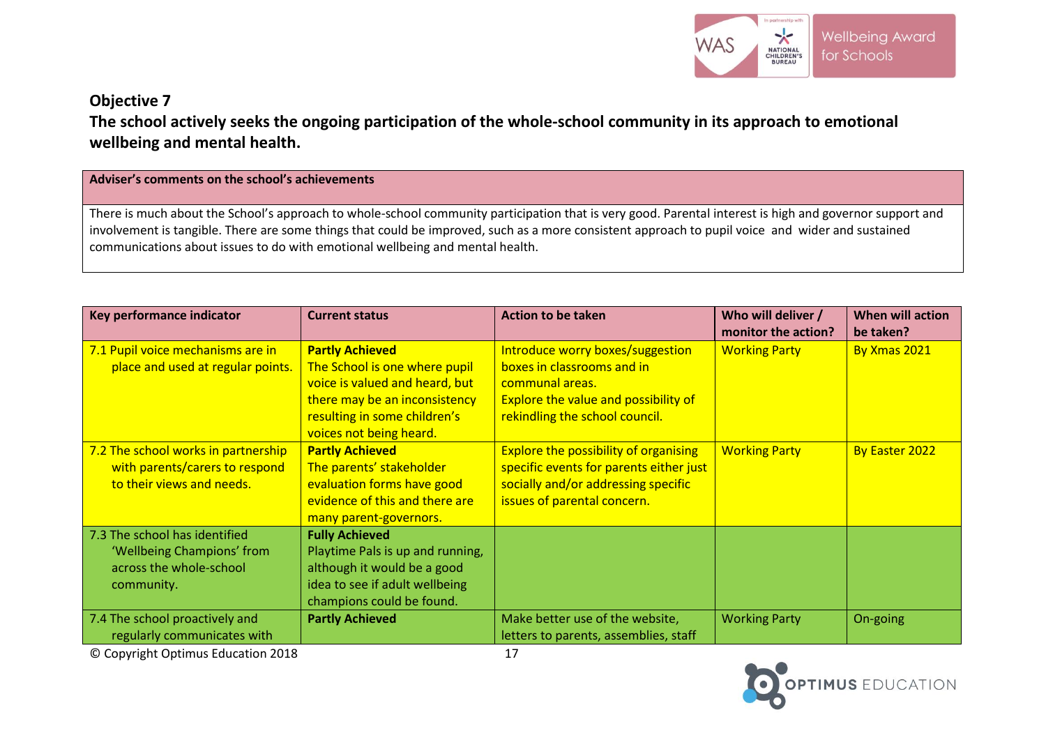## Objective 7

### The school actively seeks the ongoing participation of the whole-school community in its approach to emotional wellbeing and mental health.

| Adviser's comments on the school's achievements |
|---|
| There is much about the School's approach to whole-school community participation that is very good. Parental interest is high and governor support and involvement is tangible. There are some things that could be improved, such as a more consistent approach to pupil voice and wider and sustained communications about issues to do with emotional wellbeing and mental health. |

| Key performance indicator | Current status | Action to be taken | Who will deliver / monitor the action? | When will action be taken? |
|---|---|---|---|---|
| 7.1 Pupil voice mechanisms are in place and used at regular points. | **Partly Achieved** The School is one where pupil voice is valued and heard, but there may be an inconsistency resulting in some children's voices not being heard. | Introduce worry boxes/suggestion boxes in classrooms and in communal areas. Explore the value and possibility of rekindling the school council. | Working Party | By Xmas 2021 |
| 7.2 The school works in partnership with parents/carers to respond to their views and needs. | **Partly Achieved** The parents' stakeholder evaluation forms have good evidence of this and there are many parent-governors. | Explore the possibility of organising specific events for parents either just socially and/or addressing specific issues of parental concern. | Working Party | By Easter 2022 |
| 7.3 The school has identified 'Wellbeing Champions' from across the whole-school community. | **Fully Achieved** Playtime Pals is up and running, although it would be a good idea to see if adult wellbeing champions could be found. | | | |
| 7.4 The school proactively and regularly communicates with | **Partly Achieved** | Make better use of the website, letters to parents, assemblies, staff | Working Party | On-going |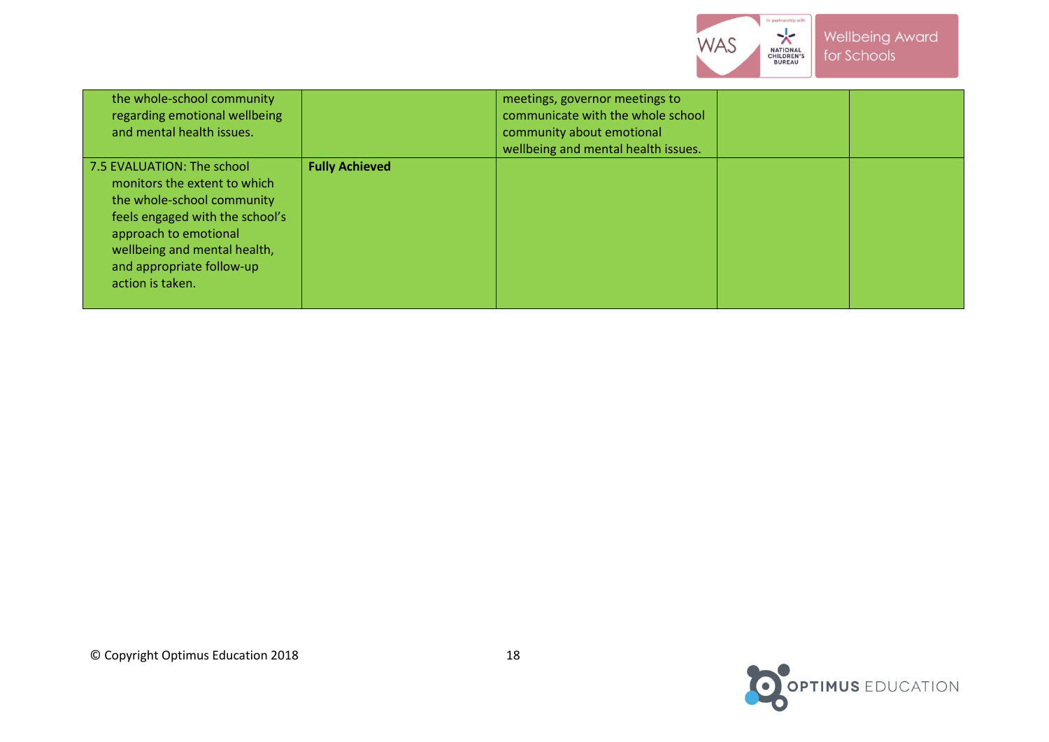| | | | | |
|---|---|---|---|---|
| the whole-school community regarding emotional wellbeing and mental health issues. | | meetings, governor meetings to communicate with the whole school community about emotional wellbeing and mental health issues. | | |
| 7.5 EVALUATION: The school monitors the extent to which the whole-school community feels engaged with the school's approach to emotional wellbeing and mental health, and appropriate follow-up action is taken. | **Fully Achieved** | | | |

© Copyright Optimus Education 2018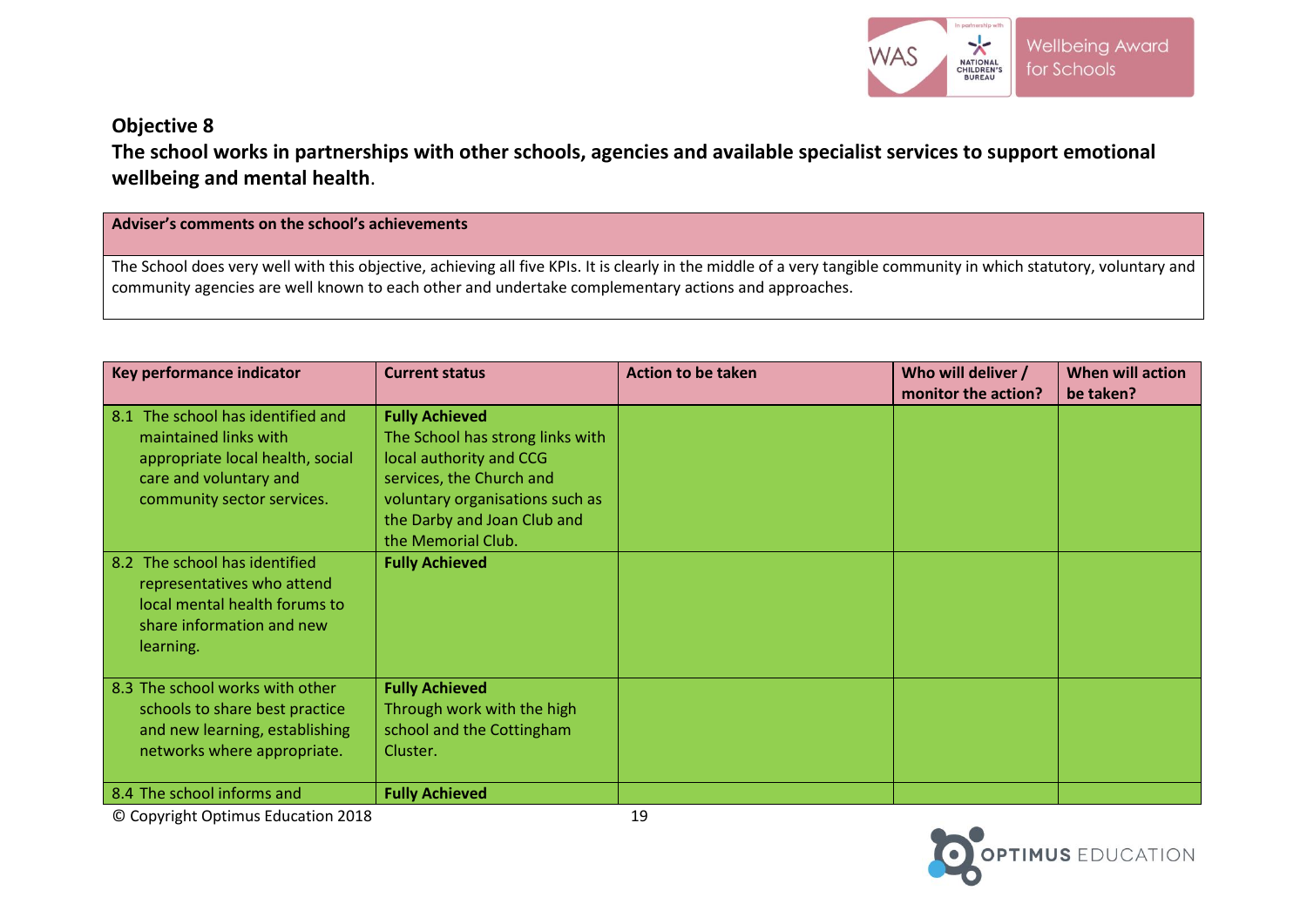## Objective 8

**The school works in partnerships with other schools, agencies and available specialist services to support emotional wellbeing and mental health.**

| Adviser's comments on the school's achievements |
|---|
| The School does very well with this objective, achieving all five KPIs. It is clearly in the middle of a very tangible community in which statutory, voluntary and community agencies are well known to each other and undertake complementary actions and approaches. |

| Key performance indicator | Current status | Action to be taken | Who will deliver / monitor the action? | When will action be taken? |
|---|---|---|---|---|
| 8.1 The school has identified and maintained links with appropriate local health, social care and voluntary and community sector services. | **Fully Achieved** The School has strong links with local authority and CCG services, the Church and voluntary organisations such as the Darby and Joan Club and the Memorial Club. | | | |
| 8.2 The school has identified representatives who attend local mental health forums to share information and new learning. | **Fully Achieved** | | | |
| 8.3 The school works with other schools to share best practice and new learning, establishing networks where appropriate. | **Fully Achieved** Through work with the high school and the Cottingham Cluster. | | | |
| 8.4 The school informs and | **Fully Achieved** | | | |

© Copyright Optimus Education 2018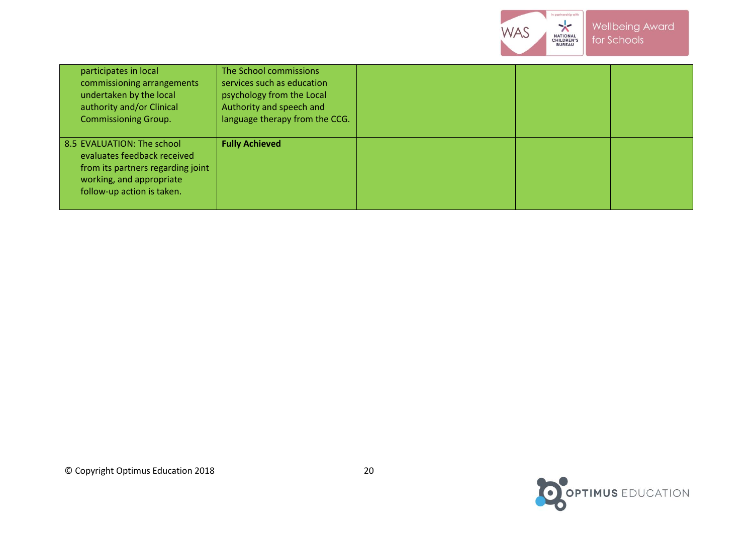| | | | | |
|---|---|---|---|---|
| participates in local commissioning arrangements undertaken by the local authority and/or Clinical Commissioning Group. | The School commissions services such as education psychology from the Local Authority and speech and language therapy from the CCG. | | | |
| 8.5 EVALUATION: The school evaluates feedback received from its partners regarding joint working, and appropriate follow-up action is taken. | **Fully Achieved** | | | |

© Copyright Optimus Education 2018